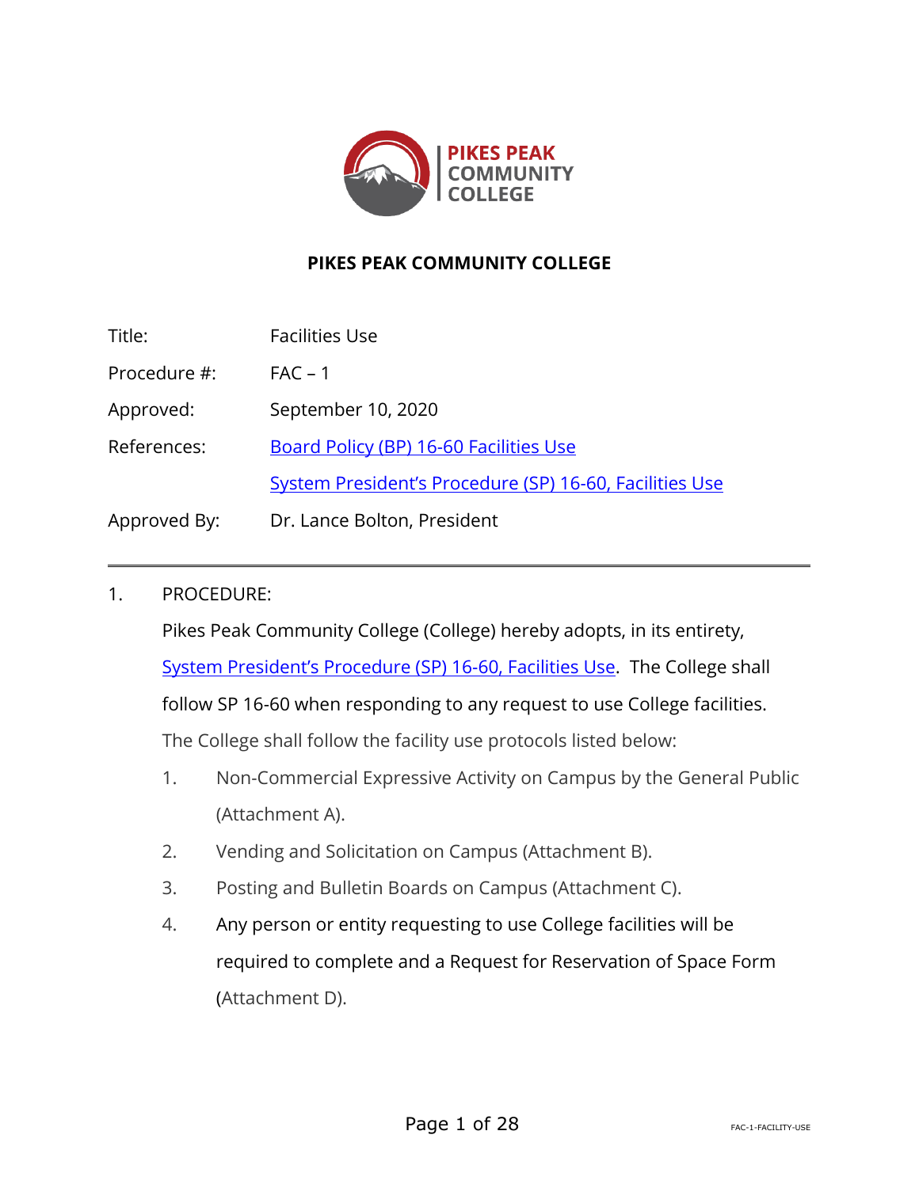PIKES PEAK COMMUNITY COLLEGE

# PIKES PEAK COMMUNITY COLLEGE

| | |
|---|---|
| Title: | Facilities Use |
| Procedure #: | FAC – 1 |
| Approved: | September 10, 2020 |
| References: | Board Policy (BP) 16-60 Facilities Use |
| | System President's Procedure (SP) 16-60, Facilities Use |
| Approved By: | Dr. Lance Bolton, President |

---

1. PROCEDURE:

   Pikes Peak Community College (College) hereby adopts, in its entirety, System President's Procedure (SP) 16-60, Facilities Use. The College shall follow SP 16-60 when responding to any request to use College facilities. The College shall follow the facility use protocols listed below:

   1. Non-Commercial Expressive Activity on Campus by the General Public (Attachment A).
   2. Vending and Solicitation on Campus (Attachment B).
   3. Posting and Bulletin Boards on Campus (Attachment C).
   4. Any person or entity requesting to use College facilities will be required to complete and a Request for Reservation of Space Form (Attachment D).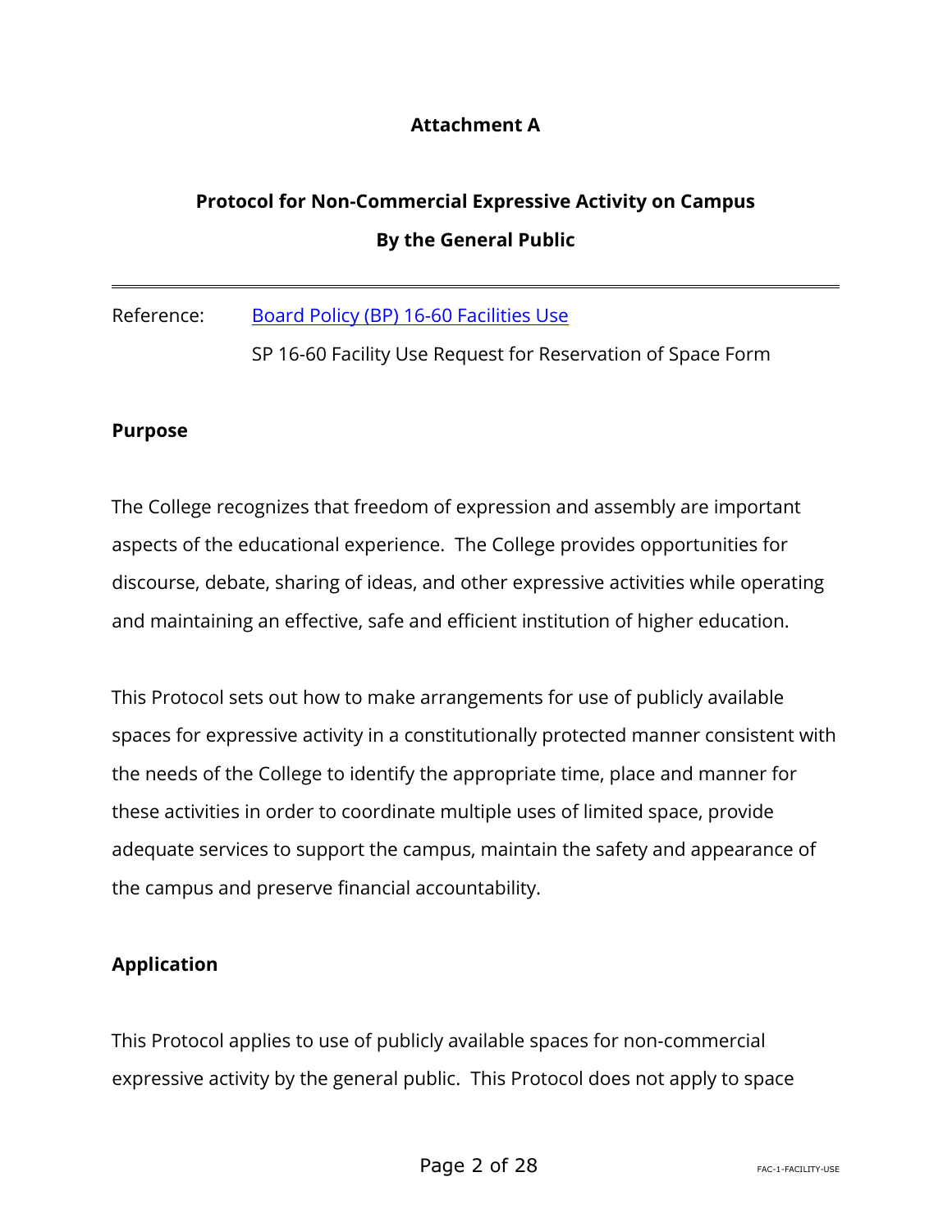**Attachment A**

# Protocol for Non-Commercial Expressive Activity on Campus By the General Public

---

Reference: [Board Policy (BP) 16-60 Facilities Use]()

SP 16-60 Facility Use Request for Reservation of Space Form

## Purpose

The College recognizes that freedom of expression and assembly are important aspects of the educational experience. The College provides opportunities for discourse, debate, sharing of ideas, and other expressive activities while operating and maintaining an effective, safe and efficient institution of higher education.

This Protocol sets out how to make arrangements for use of publicly available spaces for expressive activity in a constitutionally protected manner consistent with the needs of the College to identify the appropriate time, place and manner for these activities in order to coordinate multiple uses of limited space, provide adequate services to support the campus, maintain the safety and appearance of the campus and preserve financial accountability.

## Application

This Protocol applies to use of publicly available spaces for non-commercial expressive activity by the general public. This Protocol does not apply to space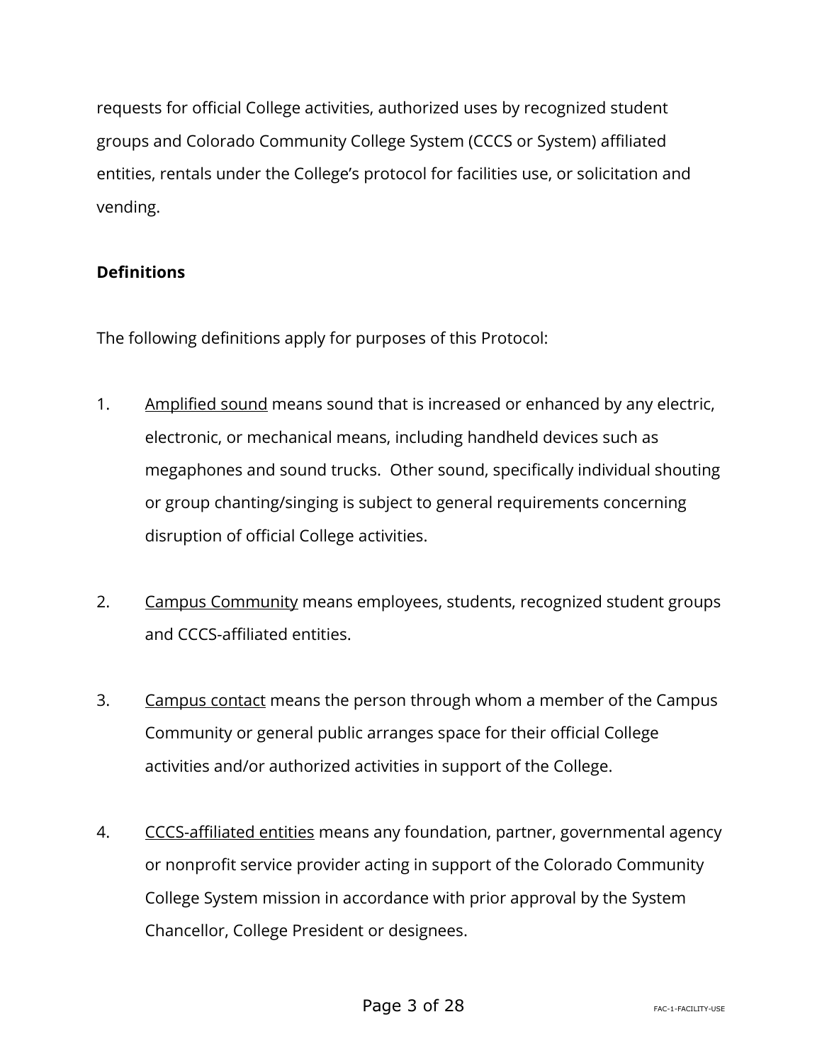requests for official College activities, authorized uses by recognized student groups and Colorado Community College System (CCCS or System) affiliated entities, rentals under the College's protocol for facilities use, or solicitation and vending.

**Definitions**

The following definitions apply for purposes of this Protocol:

1. <u>Amplified sound</u> means sound that is increased or enhanced by any electric, electronic, or mechanical means, including handheld devices such as megaphones and sound trucks. Other sound, specifically individual shouting or group chanting/singing is subject to general requirements concerning disruption of official College activities.

2. <u>Campus Community</u> means employees, students, recognized student groups and CCCS-affiliated entities.

3. <u>Campus contact</u> means the person through whom a member of the Campus Community or general public arranges space for their official College activities and/or authorized activities in support of the College.

4. <u>CCCS-affiliated entities</u> means any foundation, partner, governmental agency or nonprofit service provider acting in support of the Colorado Community College System mission in accordance with prior approval by the System Chancellor, College President or designees.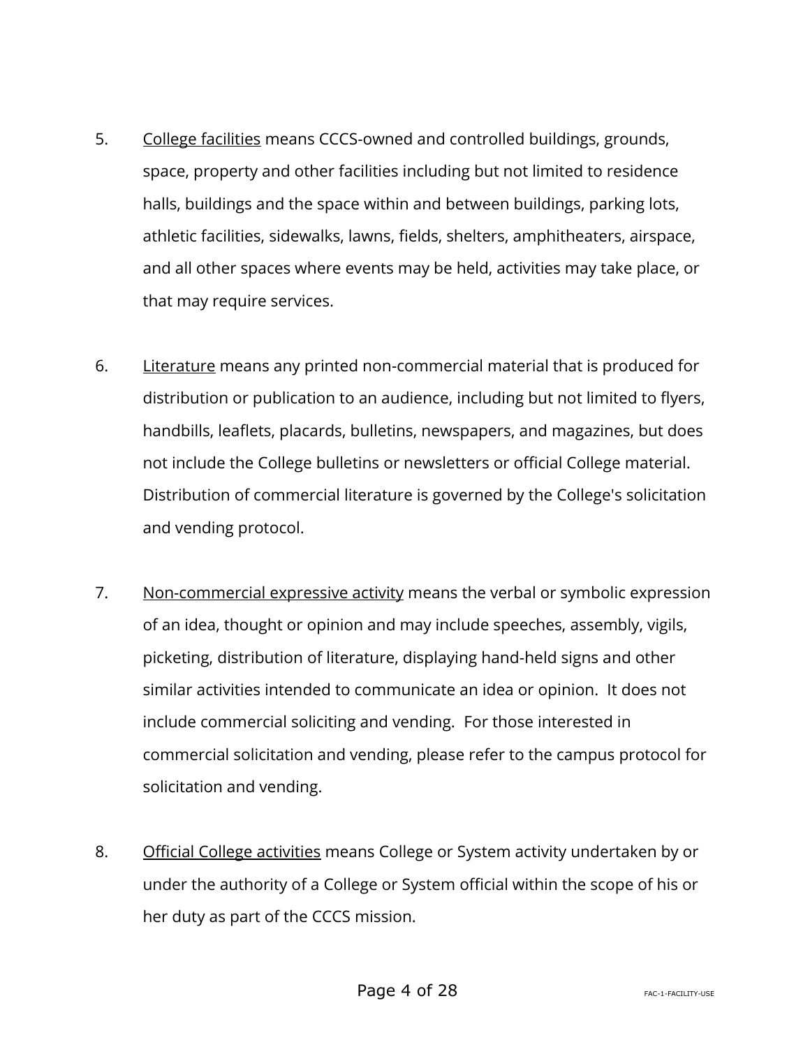5. <u>College facilities</u> means CCCS-owned and controlled buildings, grounds, space, property and other facilities including but not limited to residence halls, buildings and the space within and between buildings, parking lots, athletic facilities, sidewalks, lawns, fields, shelters, amphitheaters, airspace, and all other spaces where events may be held, activities may take place, or that may require services.

6. <u>Literature</u> means any printed non-commercial material that is produced for distribution or publication to an audience, including but not limited to flyers, handbills, leaflets, placards, bulletins, newspapers, and magazines, but does not include the College bulletins or newsletters or official College material. Distribution of commercial literature is governed by the College's solicitation and vending protocol.

7. <u>Non-commercial expressive activity</u> means the verbal or symbolic expression of an idea, thought or opinion and may include speeches, assembly, vigils, picketing, distribution of literature, displaying hand-held signs and other similar activities intended to communicate an idea or opinion. It does not include commercial soliciting and vending. For those interested in commercial solicitation and vending, please refer to the campus protocol for solicitation and vending.

8. <u>Official College activities</u> means College or System activity undertaken by or under the authority of a College or System official within the scope of his or her duty as part of the CCCS mission.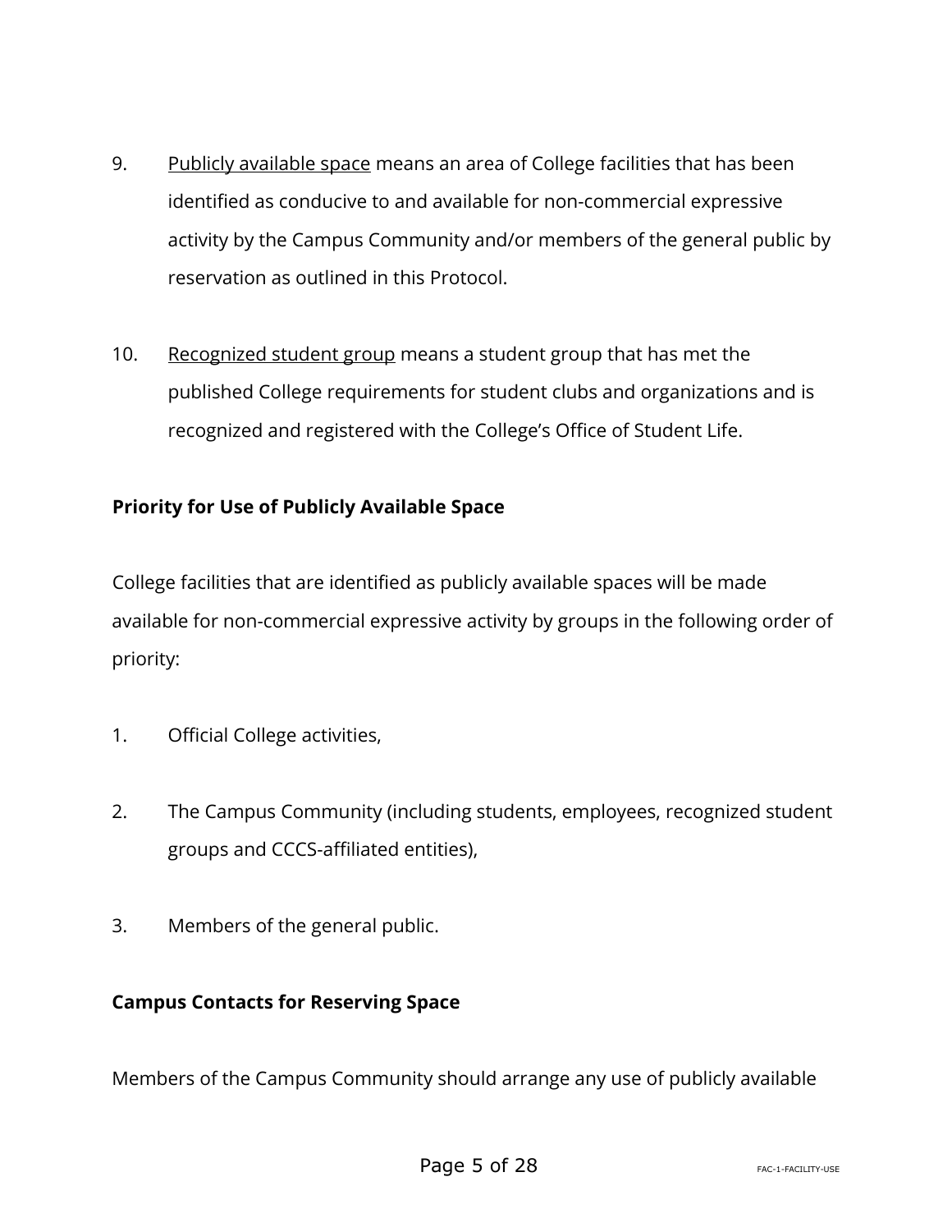9. Publicly available space means an area of College facilities that has been identified as conducive to and available for non-commercial expressive activity by the Campus Community and/or members of the general public by reservation as outlined in this Protocol.

10. Recognized student group means a student group that has met the published College requirements for student clubs and organizations and is recognized and registered with the College's Office of Student Life.

**Priority for Use of Publicly Available Space**

College facilities that are identified as publicly available spaces will be made available for non-commercial expressive activity by groups in the following order of priority:

1. Official College activities,

2. The Campus Community (including students, employees, recognized student groups and CCCS-affiliated entities),

3. Members of the general public.

**Campus Contacts for Reserving Space**

Members of the Campus Community should arrange any use of publicly available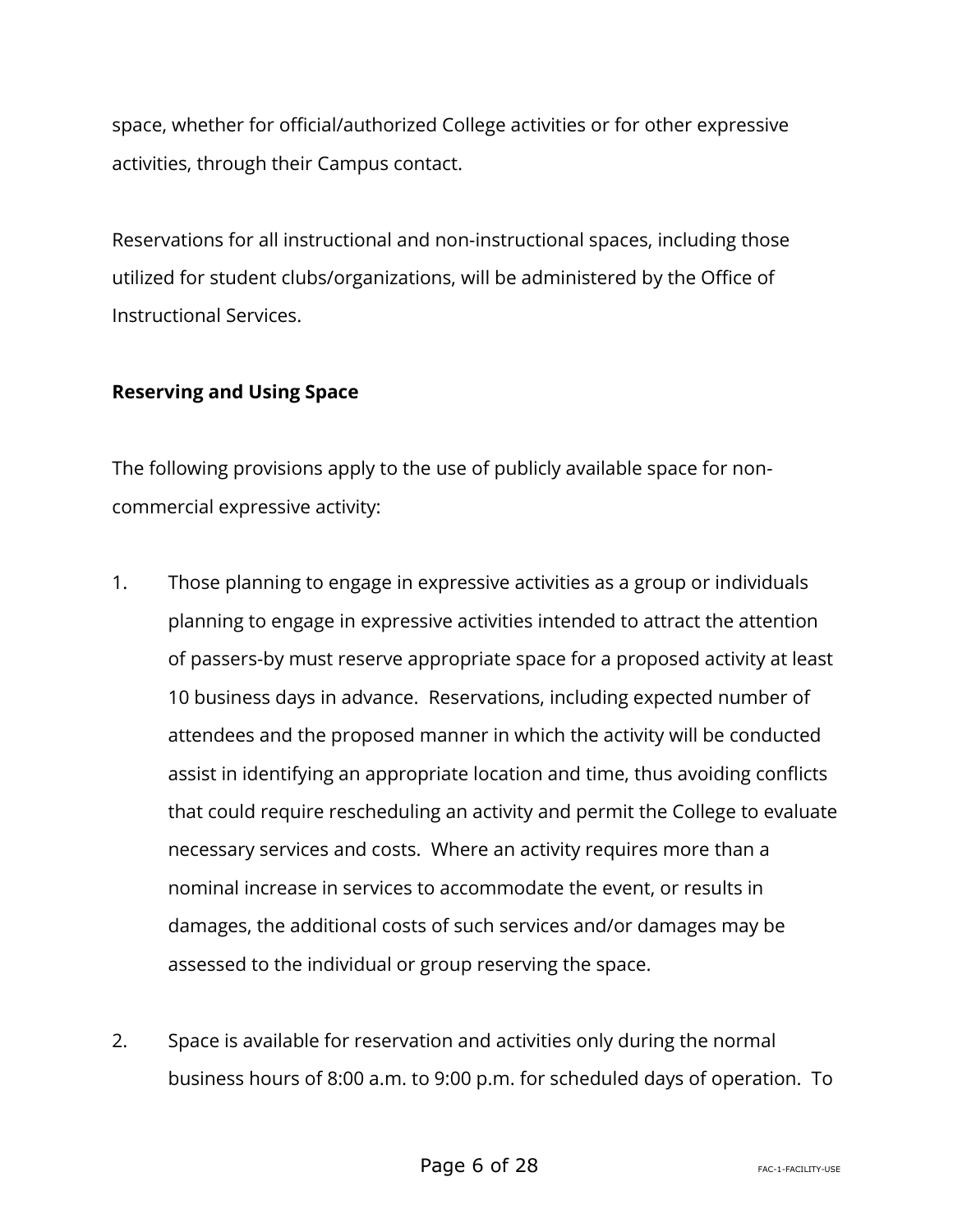space, whether for official/authorized College activities or for other expressive activities, through their Campus contact.

Reservations for all instructional and non-instructional spaces, including those utilized for student clubs/organizations, will be administered by the Office of Instructional Services.

**Reserving and Using Space**

The following provisions apply to the use of publicly available space for non-commercial expressive activity:

1. Those planning to engage in expressive activities as a group or individuals planning to engage in expressive activities intended to attract the attention of passers-by must reserve appropriate space for a proposed activity at least 10 business days in advance. Reservations, including expected number of attendees and the proposed manner in which the activity will be conducted assist in identifying an appropriate location and time, thus avoiding conflicts that could require rescheduling an activity and permit the College to evaluate necessary services and costs. Where an activity requires more than a nominal increase in services to accommodate the event, or results in damages, the additional costs of such services and/or damages may be assessed to the individual or group reserving the space.

2. Space is available for reservation and activities only during the normal business hours of 8:00 a.m. to 9:00 p.m. for scheduled days of operation. To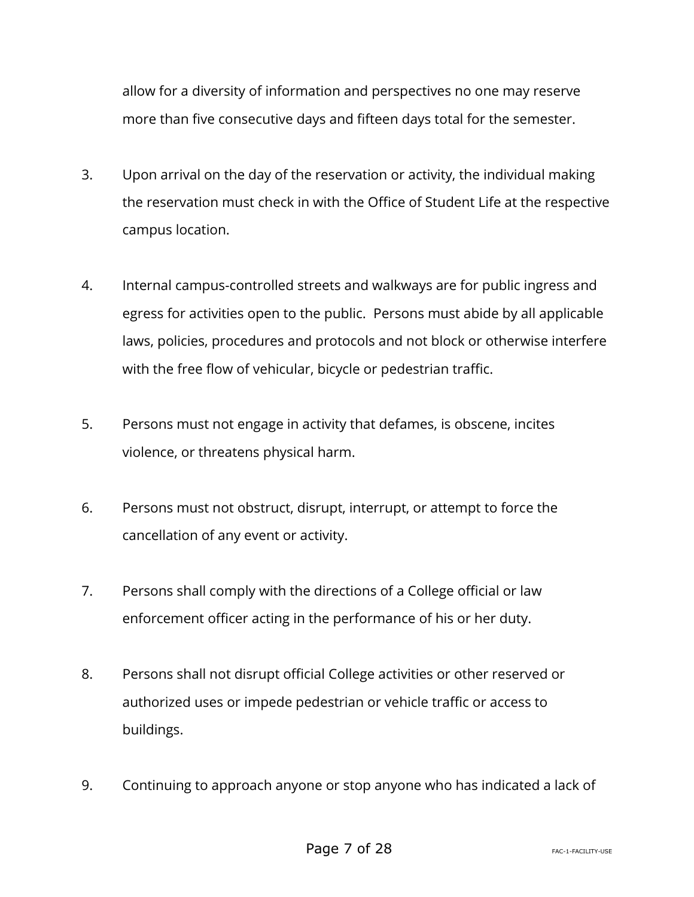allow for a diversity of information and perspectives no one may reserve more than five consecutive days and fifteen days total for the semester.

3. Upon arrival on the day of the reservation or activity, the individual making the reservation must check in with the Office of Student Life at the respective campus location.

4. Internal campus-controlled streets and walkways are for public ingress and egress for activities open to the public. Persons must abide by all applicable laws, policies, procedures and protocols and not block or otherwise interfere with the free flow of vehicular, bicycle or pedestrian traffic.

5. Persons must not engage in activity that defames, is obscene, incites violence, or threatens physical harm.

6. Persons must not obstruct, disrupt, interrupt, or attempt to force the cancellation of any event or activity.

7. Persons shall comply with the directions of a College official or law enforcement officer acting in the performance of his or her duty.

8. Persons shall not disrupt official College activities or other reserved or authorized uses or impede pedestrian or vehicle traffic or access to buildings.

9. Continuing to approach anyone or stop anyone who has indicated a lack of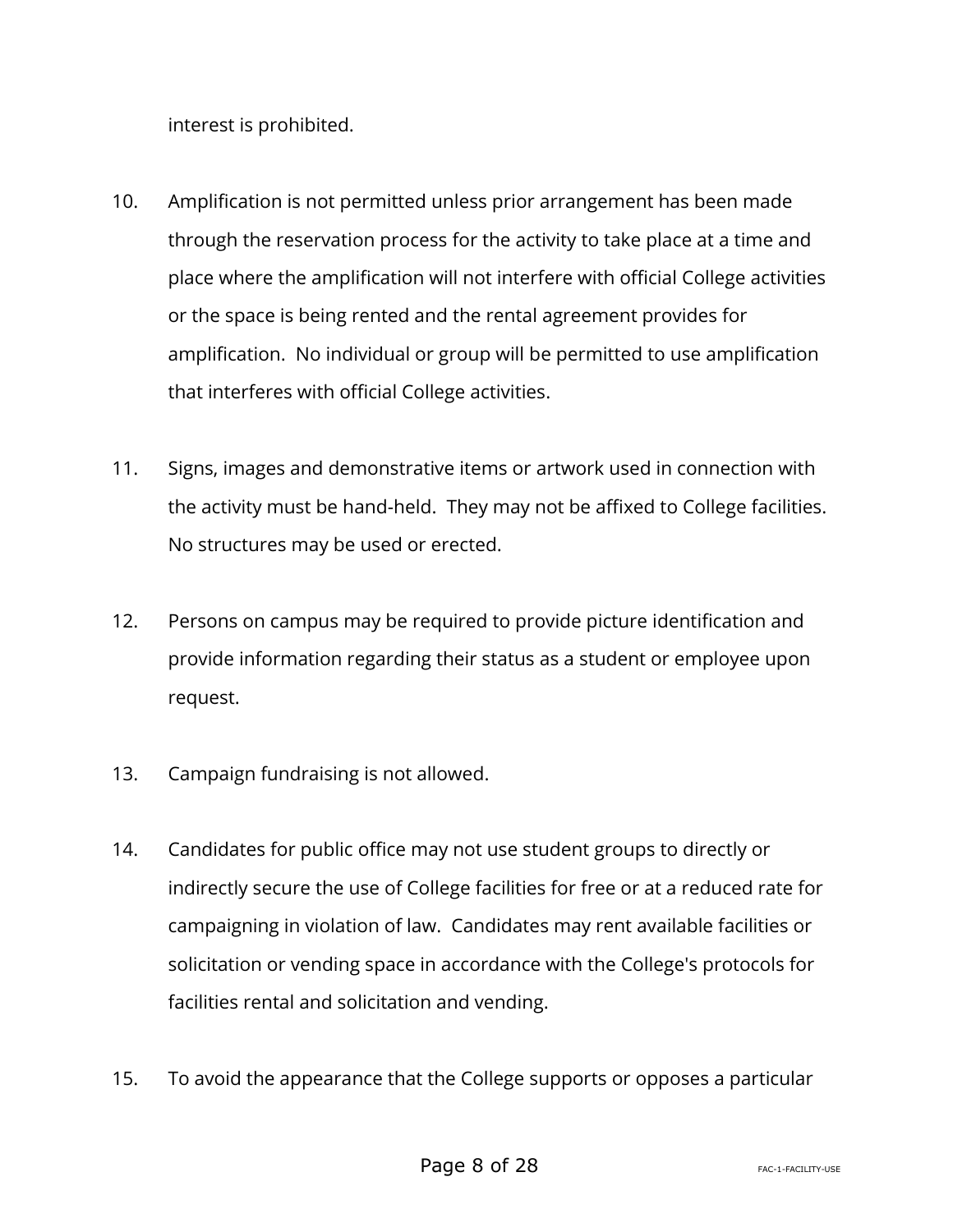interest is prohibited.

10. Amplification is not permitted unless prior arrangement has been made through the reservation process for the activity to take place at a time and place where the amplification will not interfere with official College activities or the space is being rented and the rental agreement provides for amplification. No individual or group will be permitted to use amplification that interferes with official College activities.

11. Signs, images and demonstrative items or artwork used in connection with the activity must be hand-held. They may not be affixed to College facilities. No structures may be used or erected.

12. Persons on campus may be required to provide picture identification and provide information regarding their status as a student or employee upon request.

13. Campaign fundraising is not allowed.

14. Candidates for public office may not use student groups to directly or indirectly secure the use of College facilities for free or at a reduced rate for campaigning in violation of law. Candidates may rent available facilities or solicitation or vending space in accordance with the College's protocols for facilities rental and solicitation and vending.

15. To avoid the appearance that the College supports or opposes a particular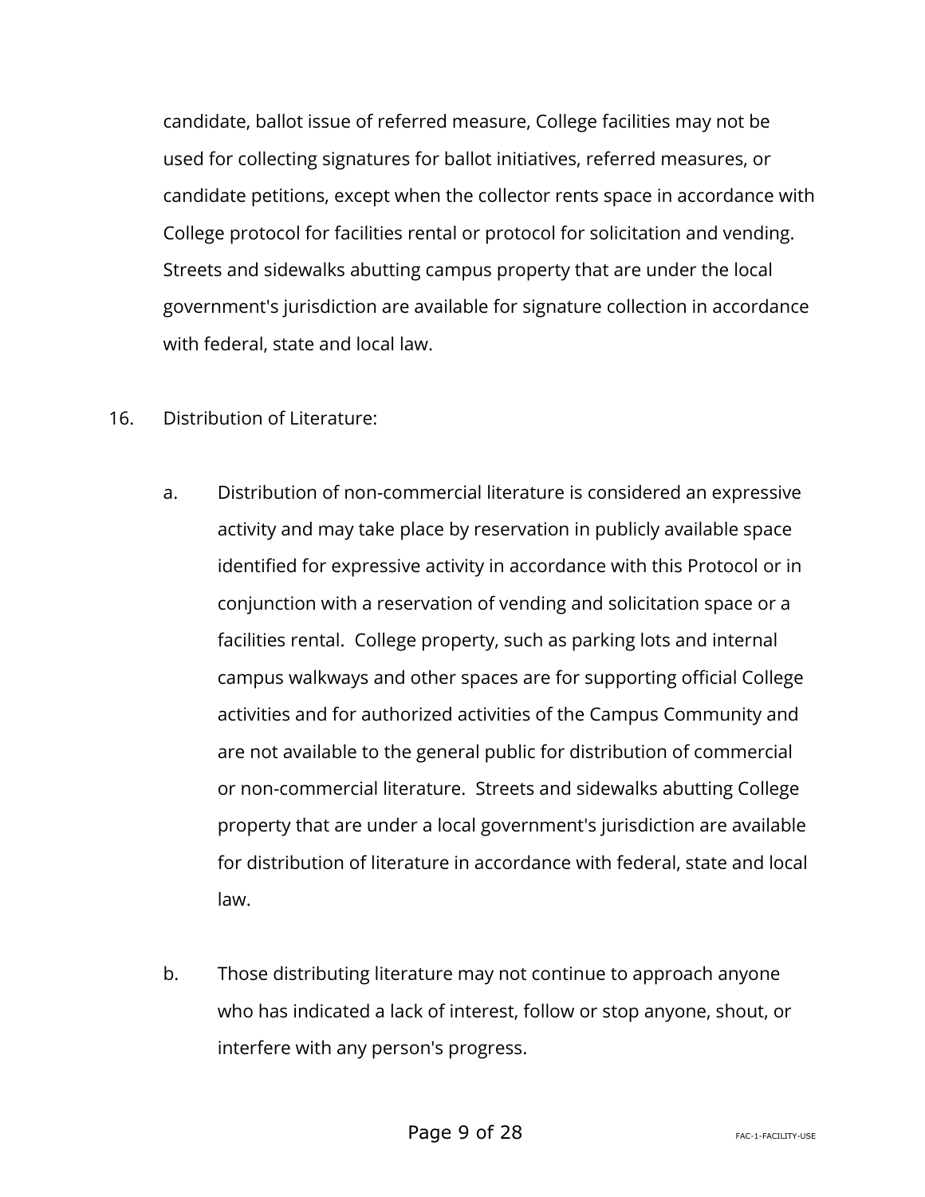candidate, ballot issue of referred measure, College facilities may not be used for collecting signatures for ballot initiatives, referred measures, or candidate petitions, except when the collector rents space in accordance with College protocol for facilities rental or protocol for solicitation and vending. Streets and sidewalks abutting campus property that are under the local government's jurisdiction are available for signature collection in accordance with federal, state and local law.

16. Distribution of Literature:

    a. Distribution of non-commercial literature is considered an expressive activity and may take place by reservation in publicly available space identified for expressive activity in accordance with this Protocol or in conjunction with a reservation of vending and solicitation space or a facilities rental. College property, such as parking lots and internal campus walkways and other spaces are for supporting official College activities and for authorized activities of the Campus Community and are not available to the general public for distribution of commercial or non-commercial literature. Streets and sidewalks abutting College property that are under a local government's jurisdiction are available for distribution of literature in accordance with federal, state and local law.

    b. Those distributing literature may not continue to approach anyone who has indicated a lack of interest, follow or stop anyone, shout, or interfere with any person's progress.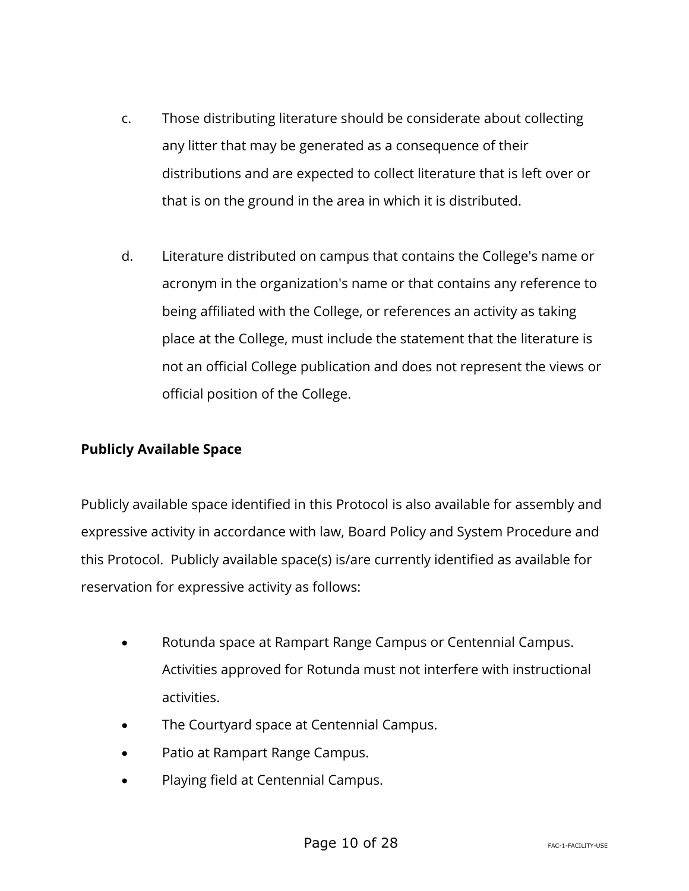c. Those distributing literature should be considerate about collecting any litter that may be generated as a consequence of their distributions and are expected to collect literature that is left over or that is on the ground in the area in which it is distributed.

d. Literature distributed on campus that contains the College's name or acronym in the organization's name or that contains any reference to being affiliated with the College, or references an activity as taking place at the College, must include the statement that the literature is not an official College publication and does not represent the views or official position of the College.

**Publicly Available Space**

Publicly available space identified in this Protocol is also available for assembly and expressive activity in accordance with law, Board Policy and System Procedure and this Protocol. Publicly available space(s) is/are currently identified as available for reservation for expressive activity as follows:

- Rotunda space at Rampart Range Campus or Centennial Campus. Activities approved for Rotunda must not interfere with instructional activities.
- The Courtyard space at Centennial Campus.
- Patio at Rampart Range Campus.
- Playing field at Centennial Campus.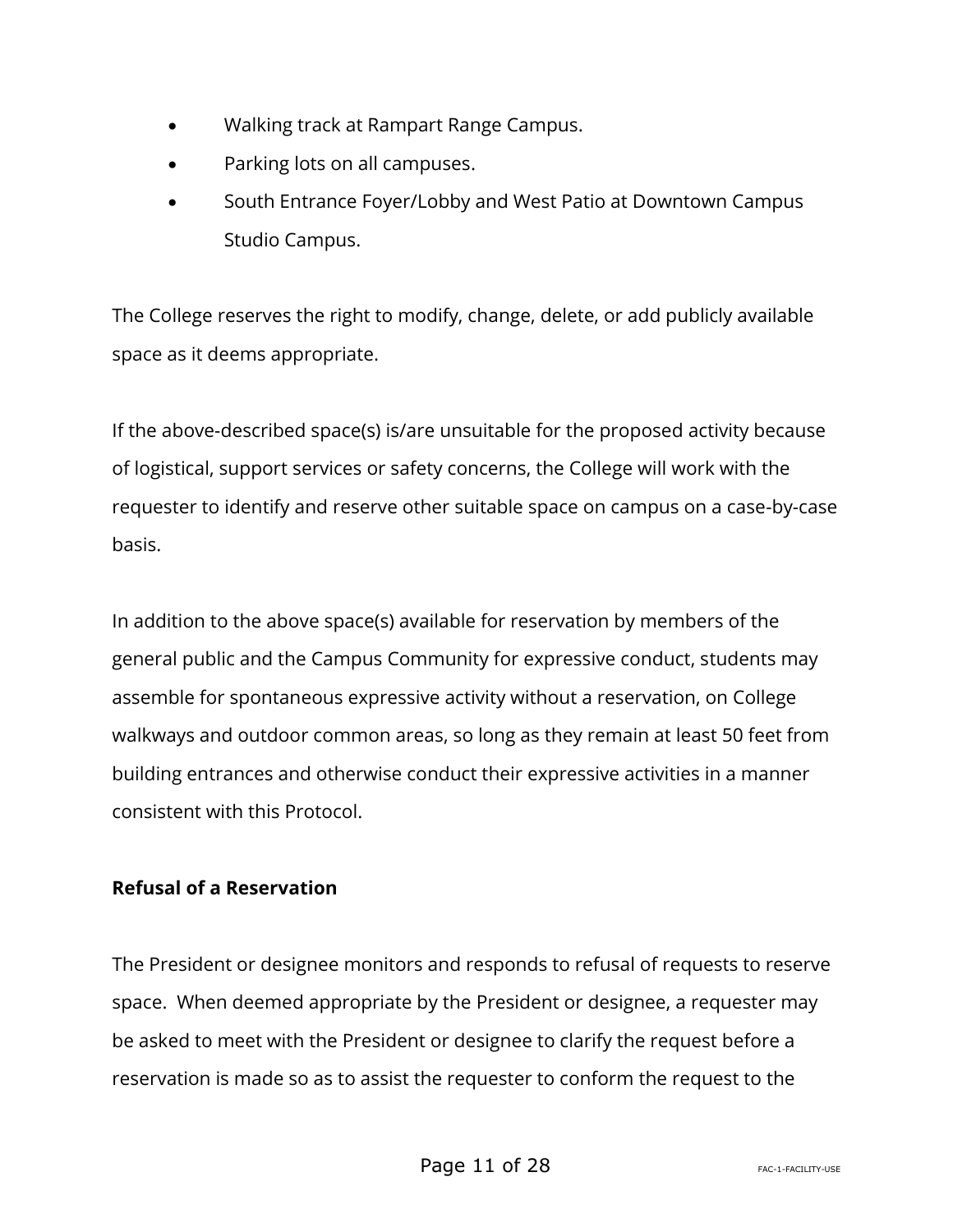- Walking track at Rampart Range Campus.
- Parking lots on all campuses.
- South Entrance Foyer/Lobby and West Patio at Downtown Campus Studio Campus.

The College reserves the right to modify, change, delete, or add publicly available space as it deems appropriate.

If the above-described space(s) is/are unsuitable for the proposed activity because of logistical, support services or safety concerns, the College will work with the requester to identify and reserve other suitable space on campus on a case-by-case basis.

In addition to the above space(s) available for reservation by members of the general public and the Campus Community for expressive conduct, students may assemble for spontaneous expressive activity without a reservation, on College walkways and outdoor common areas, so long as they remain at least 50 feet from building entrances and otherwise conduct their expressive activities in a manner consistent with this Protocol.

**Refusal of a Reservation**

The President or designee monitors and responds to refusal of requests to reserve space. When deemed appropriate by the President or designee, a requester may be asked to meet with the President or designee to clarify the request before a reservation is made so as to assist the requester to conform the request to the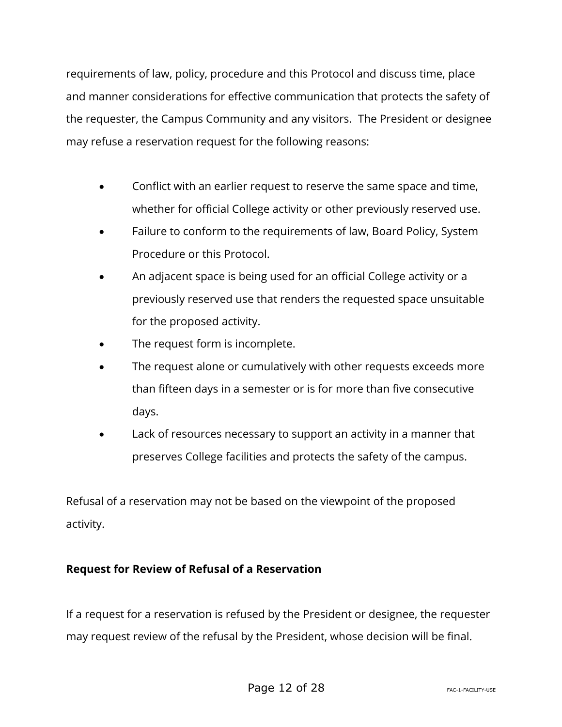requirements of law, policy, procedure and this Protocol and discuss time, place and manner considerations for effective communication that protects the safety of the requester, the Campus Community and any visitors. The President or designee may refuse a reservation request for the following reasons:

- Conflict with an earlier request to reserve the same space and time, whether for official College activity or other previously reserved use.
- Failure to conform to the requirements of law, Board Policy, System Procedure or this Protocol.
- An adjacent space is being used for an official College activity or a previously reserved use that renders the requested space unsuitable for the proposed activity.
- The request form is incomplete.
- The request alone or cumulatively with other requests exceeds more than fifteen days in a semester or is for more than five consecutive days.
- Lack of resources necessary to support an activity in a manner that preserves College facilities and protects the safety of the campus.

Refusal of a reservation may not be based on the viewpoint of the proposed activity.

**Request for Review of Refusal of a Reservation**

If a request for a reservation is refused by the President or designee, the requester may request review of the refusal by the President, whose decision will be final.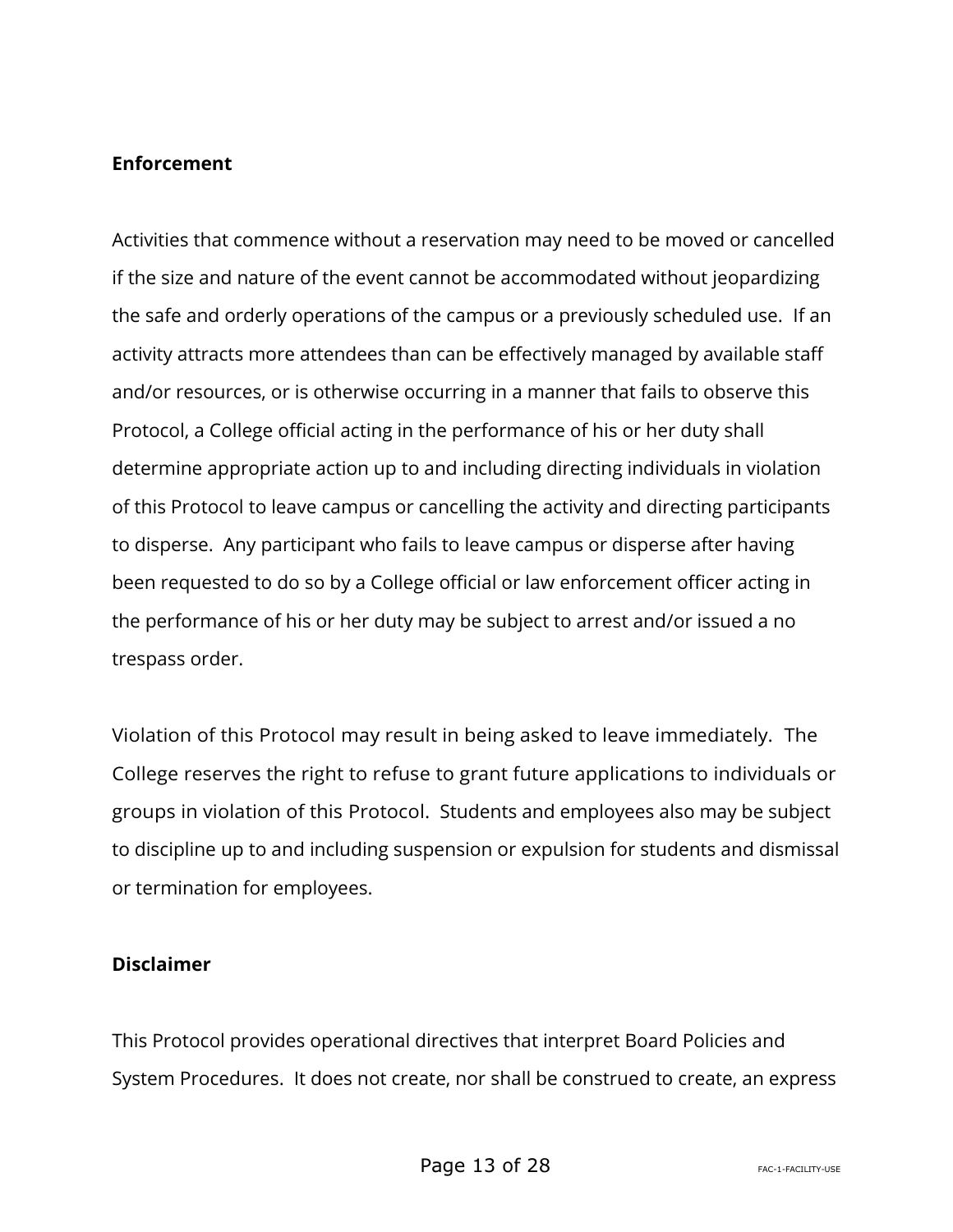**Enforcement**

Activities that commence without a reservation may need to be moved or cancelled if the size and nature of the event cannot be accommodated without jeopardizing the safe and orderly operations of the campus or a previously scheduled use. If an activity attracts more attendees than can be effectively managed by available staff and/or resources, or is otherwise occurring in a manner that fails to observe this Protocol, a College official acting in the performance of his or her duty shall determine appropriate action up to and including directing individuals in violation of this Protocol to leave campus or cancelling the activity and directing participants to disperse. Any participant who fails to leave campus or disperse after having been requested to do so by a College official or law enforcement officer acting in the performance of his or her duty may be subject to arrest and/or issued a no trespass order.

Violation of this Protocol may result in being asked to leave immediately. The College reserves the right to refuse to grant future applications to individuals or groups in violation of this Protocol. Students and employees also may be subject to discipline up to and including suspension or expulsion for students and dismissal or termination for employees.

**Disclaimer**

This Protocol provides operational directives that interpret Board Policies and System Procedures. It does not create, nor shall be construed to create, an express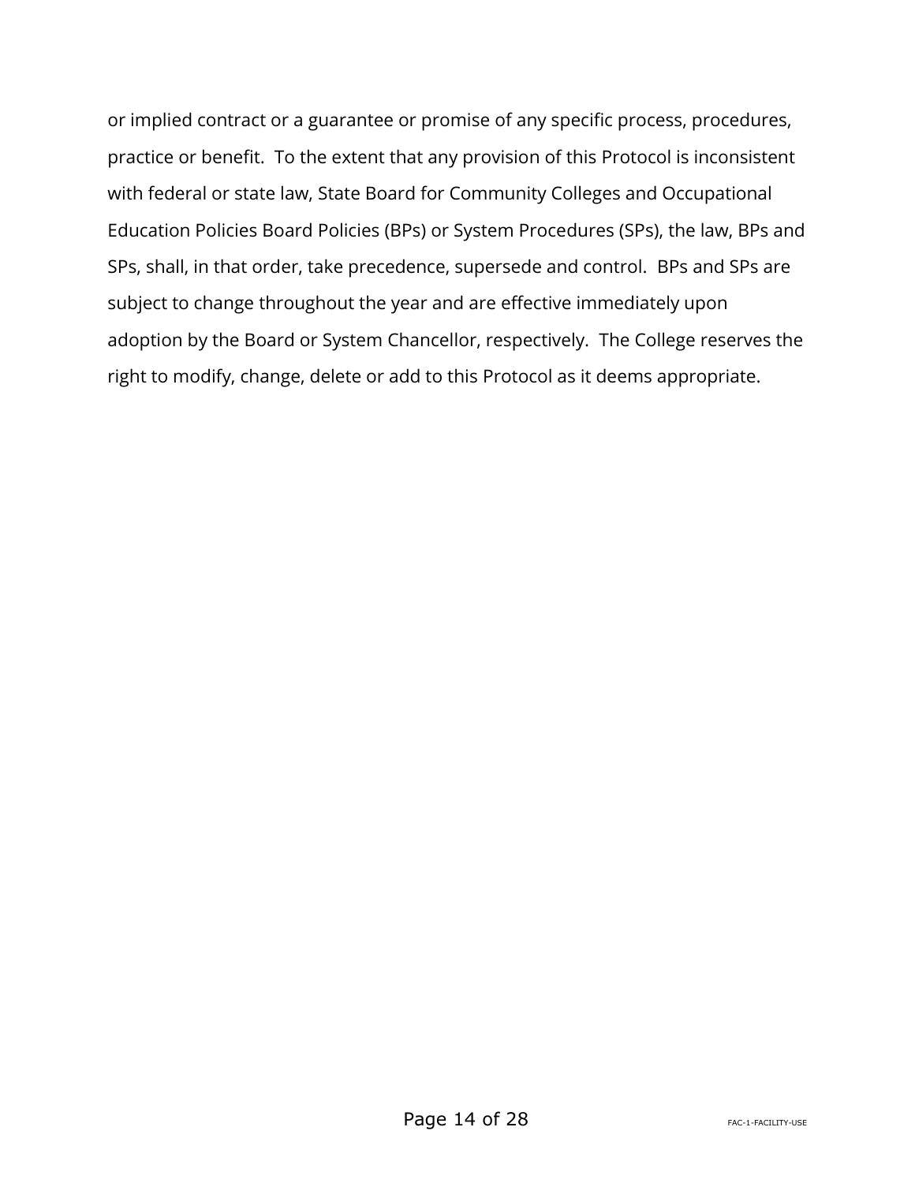or implied contract or a guarantee or promise of any specific process, procedures, practice or benefit. To the extent that any provision of this Protocol is inconsistent with federal or state law, State Board for Community Colleges and Occupational Education Policies Board Policies (BPs) or System Procedures (SPs), the law, BPs and SPs, shall, in that order, take precedence, supersede and control. BPs and SPs are subject to change throughout the year and are effective immediately upon adoption by the Board or System Chancellor, respectively. The College reserves the right to modify, change, delete or add to this Protocol as it deems appropriate.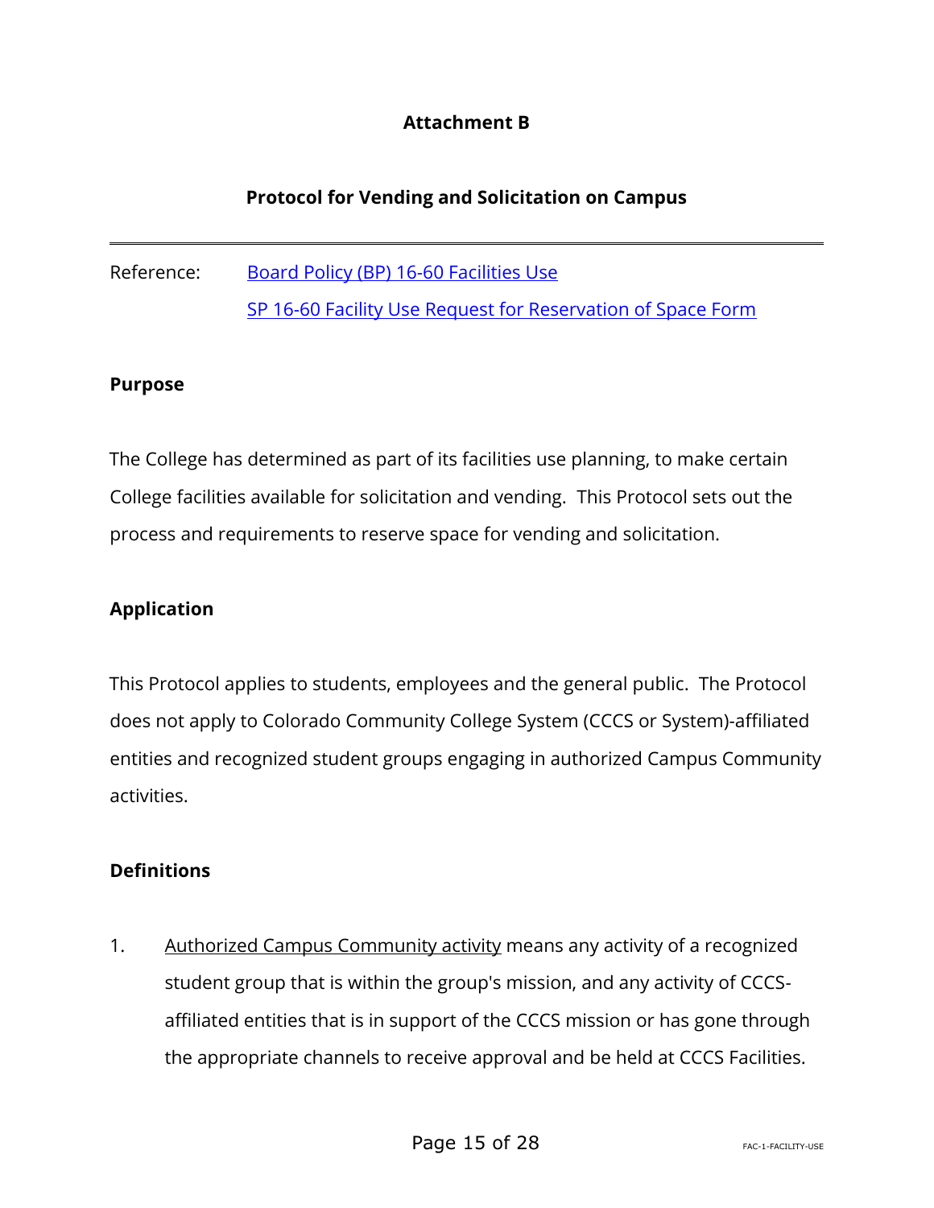# Attachment B

## Protocol for Vending and Solicitation on Campus

---

Reference: [Board Policy (BP) 16-60 Facilities Use]
[SP 16-60 Facility Use Request for Reservation of Space Form]

### Purpose

The College has determined as part of its facilities use planning, to make certain College facilities available for solicitation and vending. This Protocol sets out the process and requirements to reserve space for vending and solicitation.

### Application

This Protocol applies to students, employees and the general public. The Protocol does not apply to Colorado Community College System (CCCS or System)-affiliated entities and recognized student groups engaging in authorized Campus Community activities.

### Definitions

1. Authorized Campus Community activity means any activity of a recognized student group that is within the group's mission, and any activity of CCCS-affiliated entities that is in support of the CCCS mission or has gone through the appropriate channels to receive approval and be held at CCCS Facilities.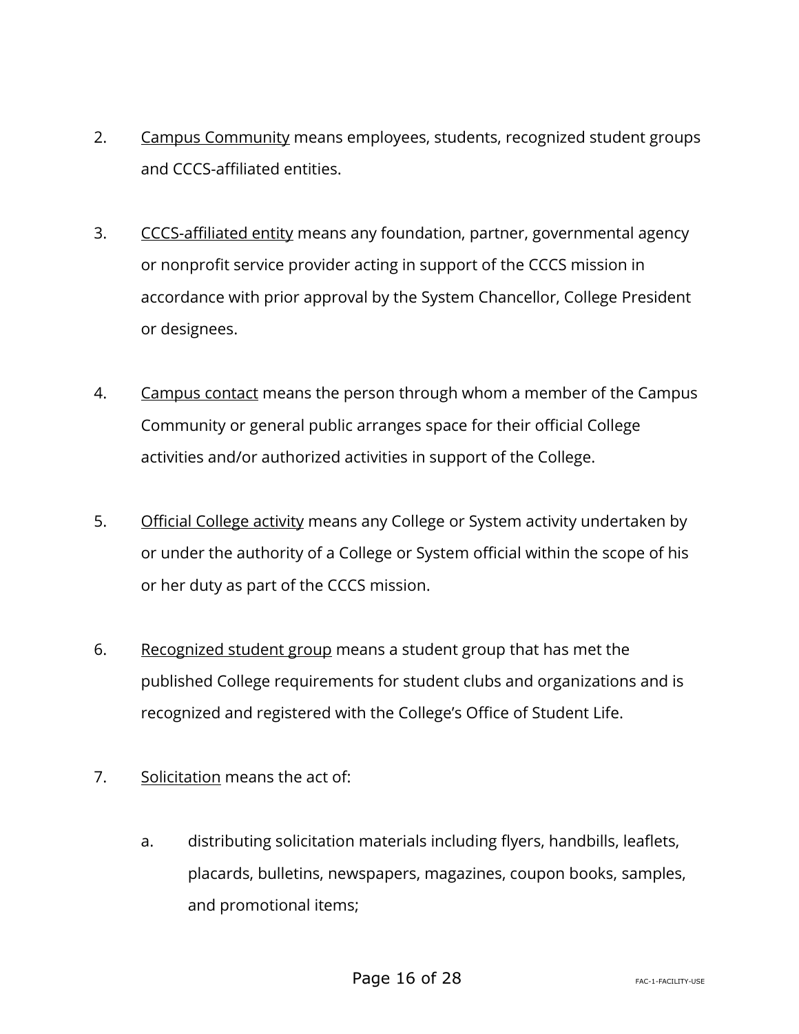2. <u>Campus Community</u> means employees, students, recognized student groups and CCCS-affiliated entities.

3. <u>CCCS-affiliated entity</u> means any foundation, partner, governmental agency or nonprofit service provider acting in support of the CCCS mission in accordance with prior approval by the System Chancellor, College President or designees.

4. <u>Campus contact</u> means the person through whom a member of the Campus Community or general public arranges space for their official College activities and/or authorized activities in support of the College.

5. <u>Official College activity</u> means any College or System activity undertaken by or under the authority of a College or System official within the scope of his or her duty as part of the CCCS mission.

6. <u>Recognized student group</u> means a student group that has met the published College requirements for student clubs and organizations and is recognized and registered with the College's Office of Student Life.

7. <u>Solicitation</u> means the act of:

   a. distributing solicitation materials including flyers, handbills, leaflets, placards, bulletins, newspapers, magazines, coupon books, samples, and promotional items;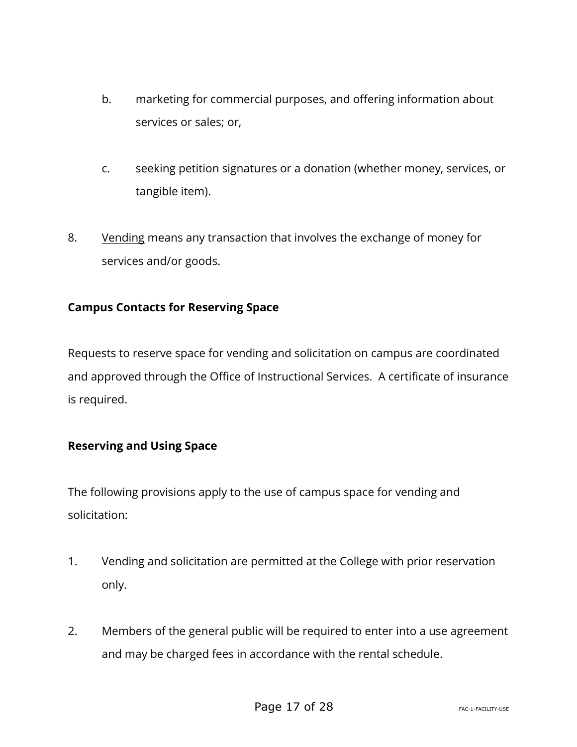b. marketing for commercial purposes, and offering information about services or sales; or,

c. seeking petition signatures or a donation (whether money, services, or tangible item).

8. <u>Vending</u> means any transaction that involves the exchange of money for services and/or goods.

**Campus Contacts for Reserving Space**

Requests to reserve space for vending and solicitation on campus are coordinated and approved through the Office of Instructional Services. A certificate of insurance is required.

**Reserving and Using Space**

The following provisions apply to the use of campus space for vending and solicitation:

1. Vending and solicitation are permitted at the College with prior reservation only.

2. Members of the general public will be required to enter into a use agreement and may be charged fees in accordance with the rental schedule.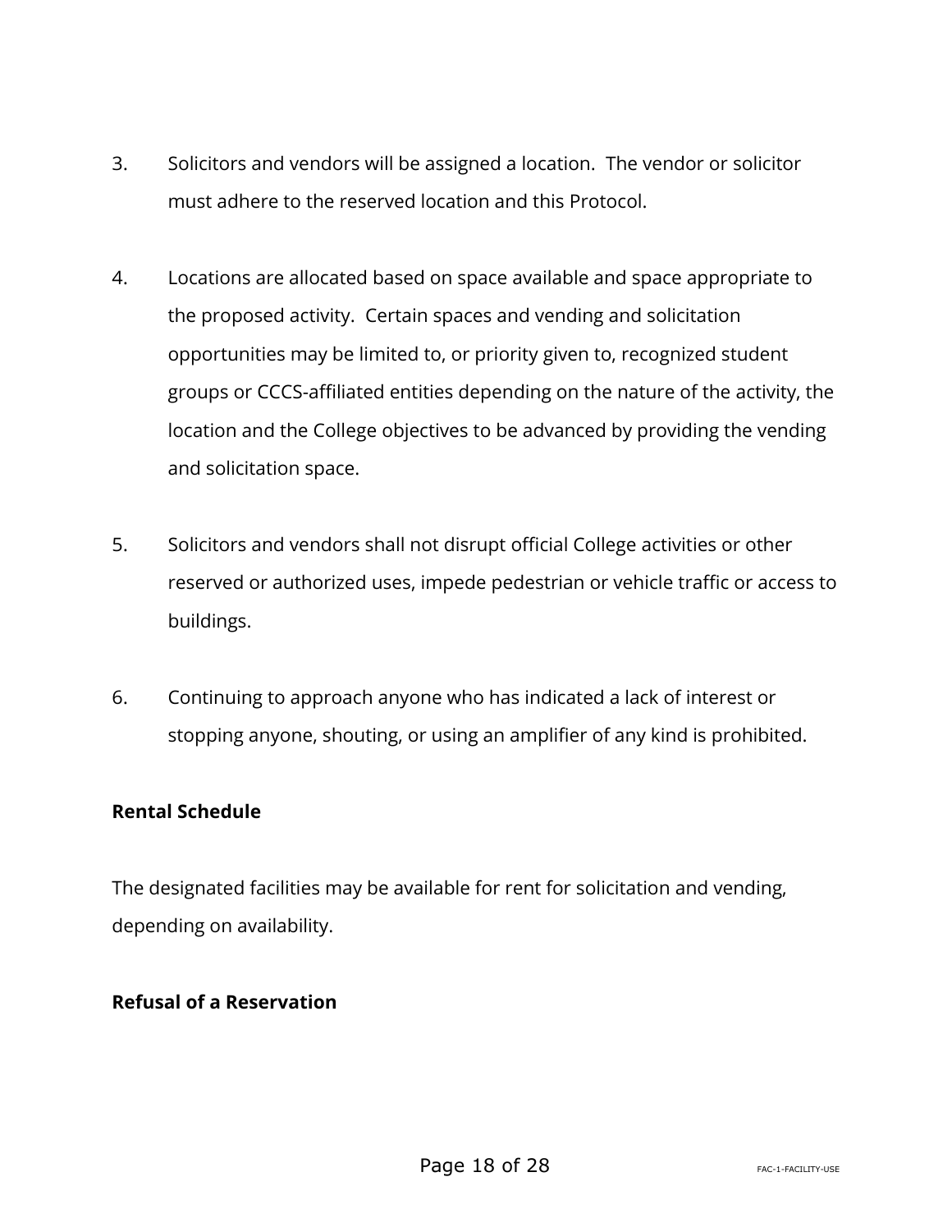3. Solicitors and vendors will be assigned a location. The vendor or solicitor must adhere to the reserved location and this Protocol.

4. Locations are allocated based on space available and space appropriate to the proposed activity. Certain spaces and vending and solicitation opportunities may be limited to, or priority given to, recognized student groups or CCCS-affiliated entities depending on the nature of the activity, the location and the College objectives to be advanced by providing the vending and solicitation space.

5. Solicitors and vendors shall not disrupt official College activities or other reserved or authorized uses, impede pedestrian or vehicle traffic or access to buildings.

6. Continuing to approach anyone who has indicated a lack of interest or stopping anyone, shouting, or using an amplifier of any kind is prohibited.

**Rental Schedule**

The designated facilities may be available for rent for solicitation and vending, depending on availability.

**Refusal of a Reservation**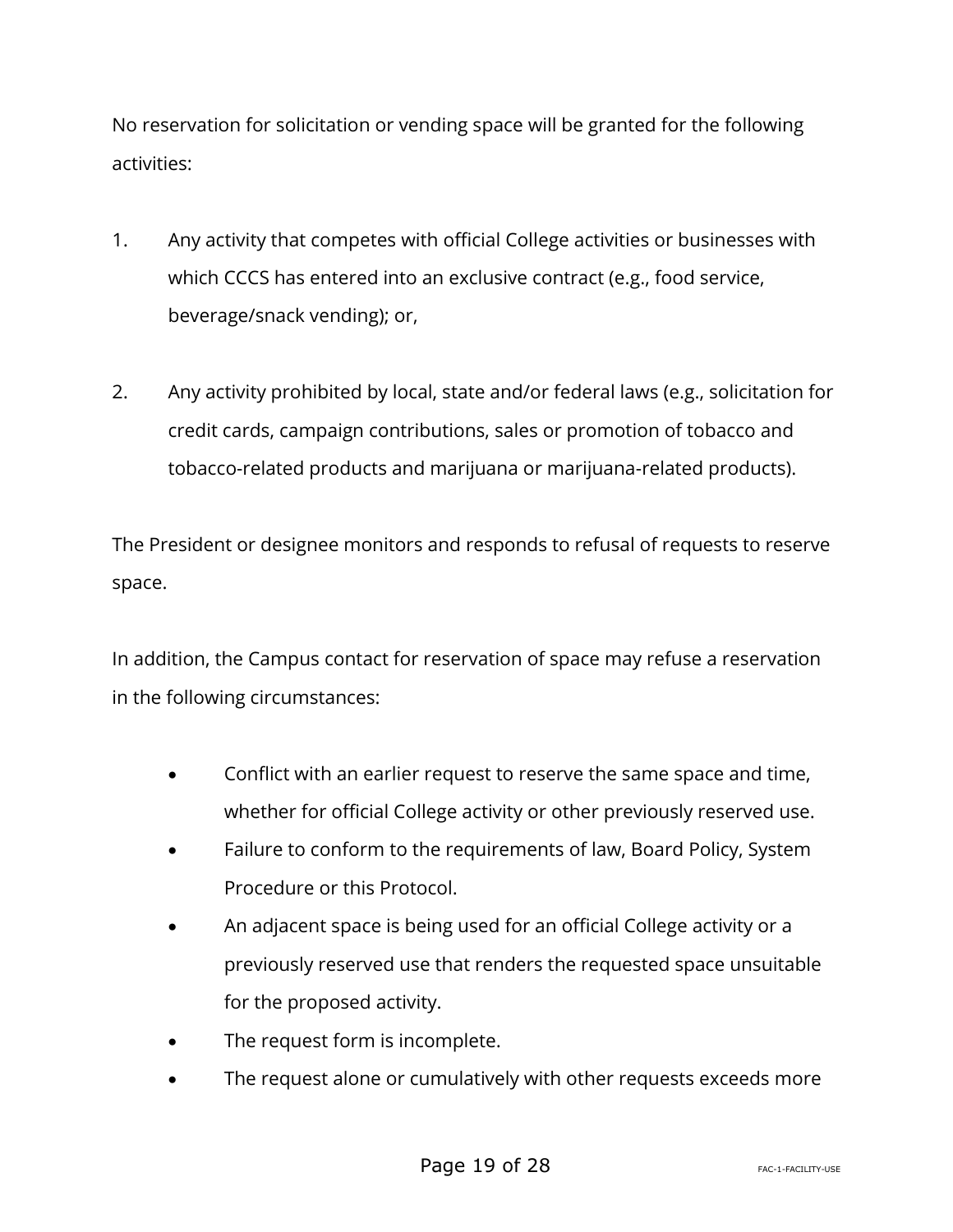No reservation for solicitation or vending space will be granted for the following activities:

1. Any activity that competes with official College activities or businesses with which CCCS has entered into an exclusive contract (e.g., food service, beverage/snack vending); or,

2. Any activity prohibited by local, state and/or federal laws (e.g., solicitation for credit cards, campaign contributions, sales or promotion of tobacco and tobacco-related products and marijuana or marijuana-related products).

The President or designee monitors and responds to refusal of requests to reserve space.

In addition, the Campus contact for reservation of space may refuse a reservation in the following circumstances:

- Conflict with an earlier request to reserve the same space and time, whether for official College activity or other previously reserved use.
- Failure to conform to the requirements of law, Board Policy, System Procedure or this Protocol.
- An adjacent space is being used for an official College activity or a previously reserved use that renders the requested space unsuitable for the proposed activity.
- The request form is incomplete.
- The request alone or cumulatively with other requests exceeds more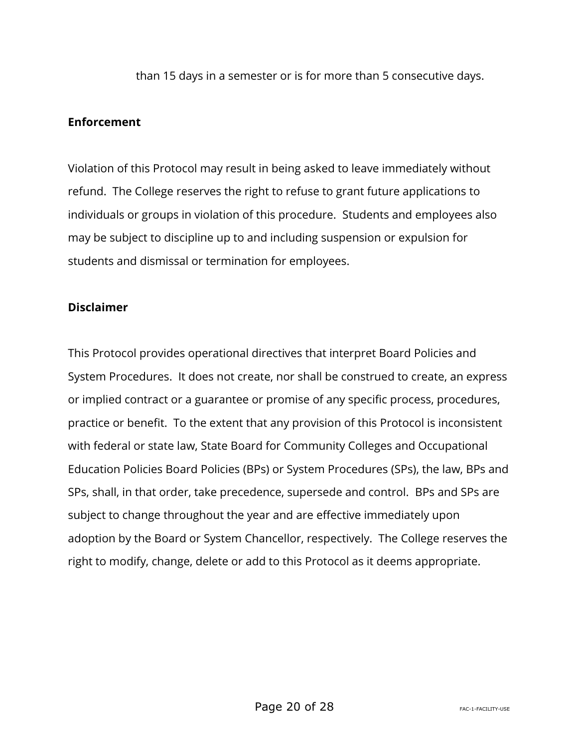than 15 days in a semester or is for more than 5 consecutive days.

**Enforcement**

Violation of this Protocol may result in being asked to leave immediately without refund. The College reserves the right to refuse to grant future applications to individuals or groups in violation of this procedure. Students and employees also may be subject to discipline up to and including suspension or expulsion for students and dismissal or termination for employees.

**Disclaimer**

This Protocol provides operational directives that interpret Board Policies and System Procedures. It does not create, nor shall be construed to create, an express or implied contract or a guarantee or promise of any specific process, procedures, practice or benefit. To the extent that any provision of this Protocol is inconsistent with federal or state law, State Board for Community Colleges and Occupational Education Policies Board Policies (BPs) or System Procedures (SPs), the law, BPs and SPs, shall, in that order, take precedence, supersede and control. BPs and SPs are subject to change throughout the year and are effective immediately upon adoption by the Board or System Chancellor, respectively. The College reserves the right to modify, change, delete or add to this Protocol as it deems appropriate.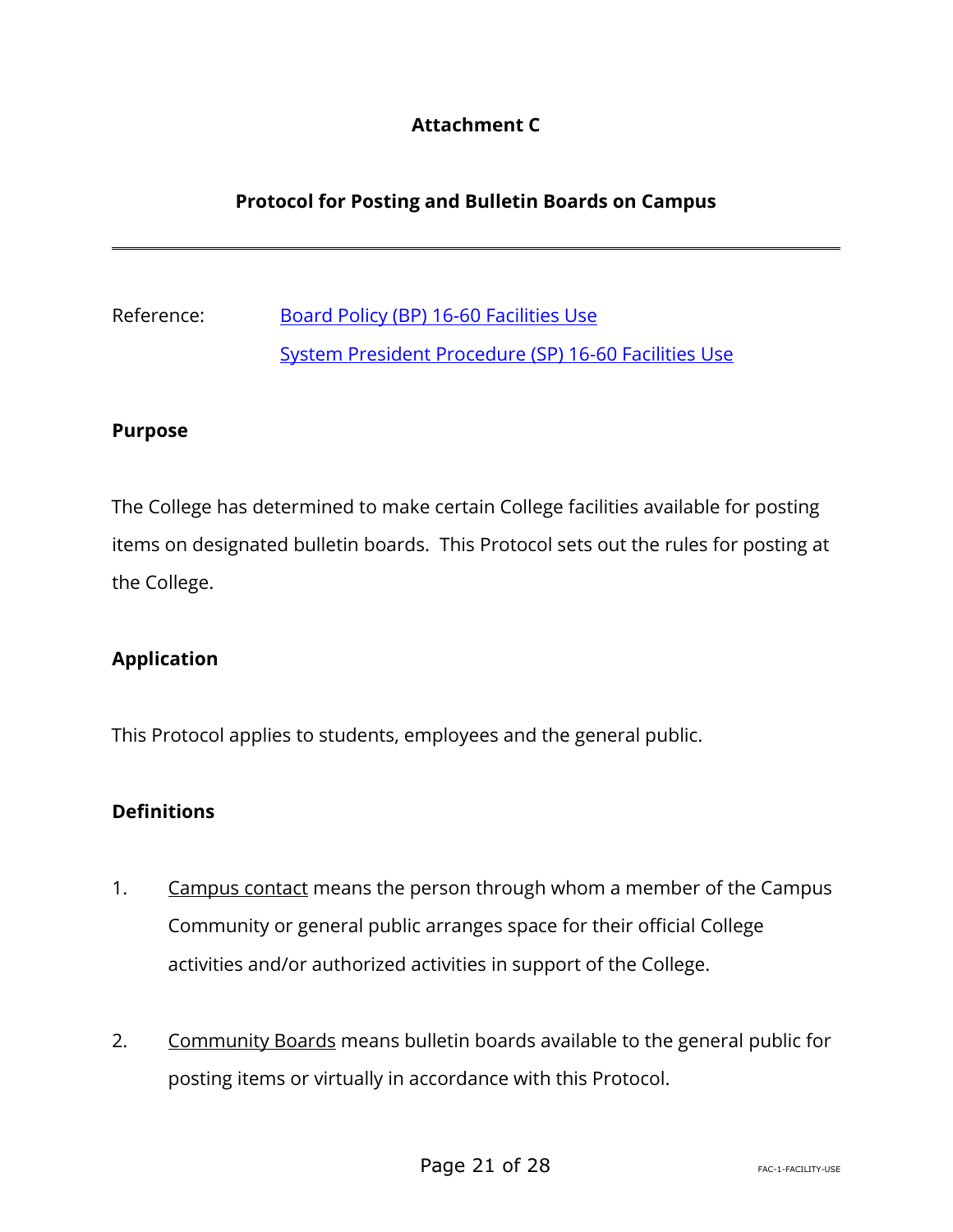# Attachment C

## Protocol for Posting and Bulletin Boards on Campus

---

Reference: [Board Policy (BP) 16-60 Facilities Use](#)
[System President Procedure (SP) 16-60 Facilities Use](#)

### Purpose

The College has determined to make certain College facilities available for posting items on designated bulletin boards. This Protocol sets out the rules for posting at the College.

### Application

This Protocol applies to students, employees and the general public.

### Definitions

1. Campus contact means the person through whom a member of the Campus Community or general public arranges space for their official College activities and/or authorized activities in support of the College.

2. Community Boards means bulletin boards available to the general public for posting items or virtually in accordance with this Protocol.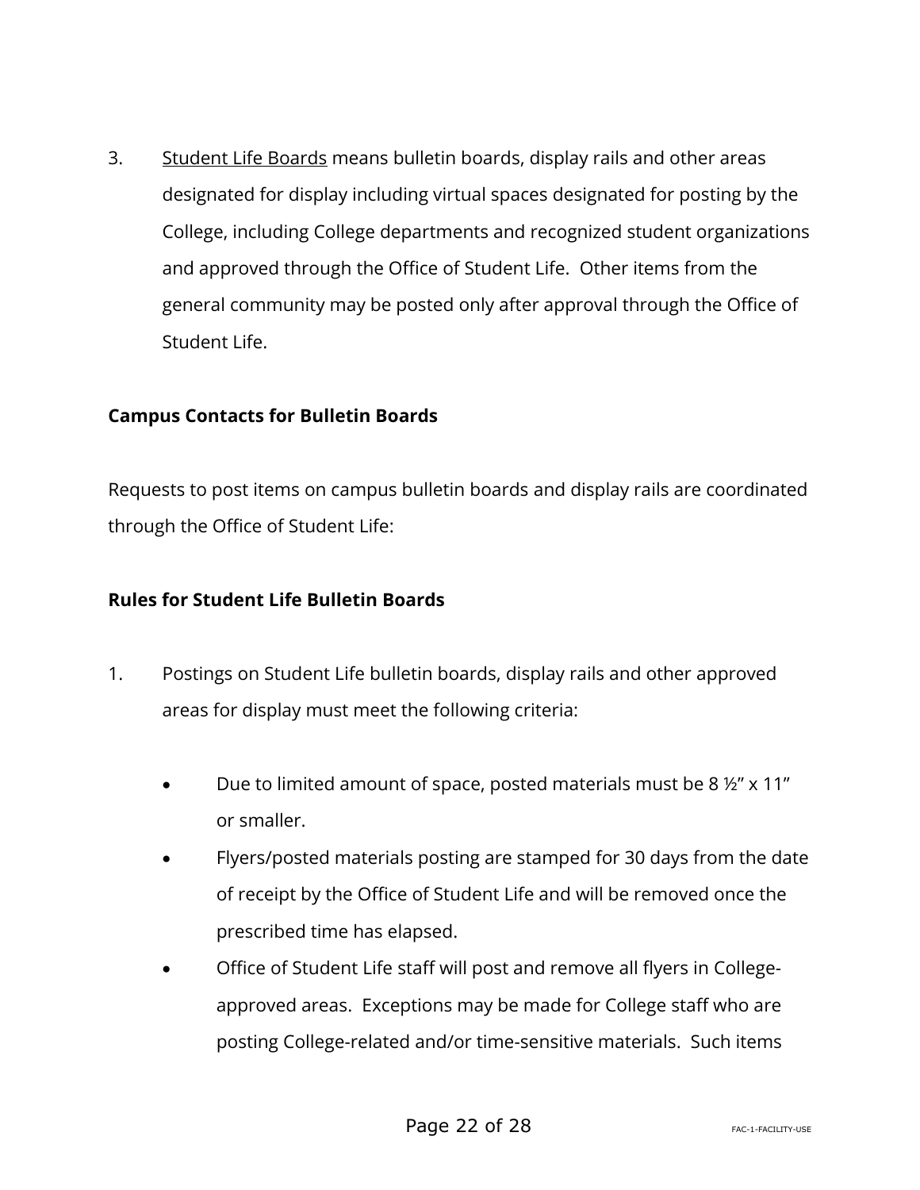3. <u>Student Life Boards</u> means bulletin boards, display rails and other areas designated for display including virtual spaces designated for posting by the College, including College departments and recognized student organizations and approved through the Office of Student Life. Other items from the general community may be posted only after approval through the Office of Student Life.

**Campus Contacts for Bulletin Boards**

Requests to post items on campus bulletin boards and display rails are coordinated through the Office of Student Life:

**Rules for Student Life Bulletin Boards**

1. Postings on Student Life bulletin boards, display rails and other approved areas for display must meet the following criteria:

   - Due to limited amount of space, posted materials must be 8 ½" x 11" or smaller.
   - Flyers/posted materials posting are stamped for 30 days from the date of receipt by the Office of Student Life and will be removed once the prescribed time has elapsed.
   - Office of Student Life staff will post and remove all flyers in College-approved areas. Exceptions may be made for College staff who are posting College-related and/or time-sensitive materials. Such items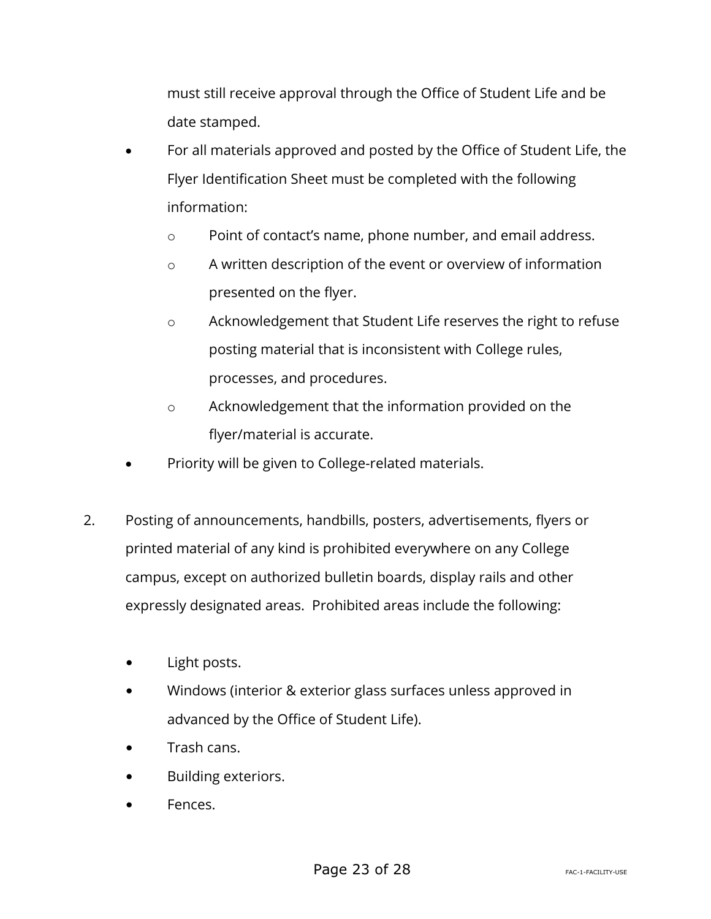must still receive approval through the Office of Student Life and be date stamped.

- For all materials approved and posted by the Office of Student Life, the Flyer Identification Sheet must be completed with the following information:
  - Point of contact's name, phone number, and email address.
  - A written description of the event or overview of information presented on the flyer.
  - Acknowledgement that Student Life reserves the right to refuse posting material that is inconsistent with College rules, processes, and procedures.
  - Acknowledgement that the information provided on the flyer/material is accurate.
- Priority will be given to College-related materials.

2. Posting of announcements, handbills, posters, advertisements, flyers or printed material of any kind is prohibited everywhere on any College campus, except on authorized bulletin boards, display rails and other expressly designated areas. Prohibited areas include the following:

   - Light posts.
   - Windows (interior & exterior glass surfaces unless approved in advanced by the Office of Student Life).
   - Trash cans.
   - Building exteriors.
   - Fences.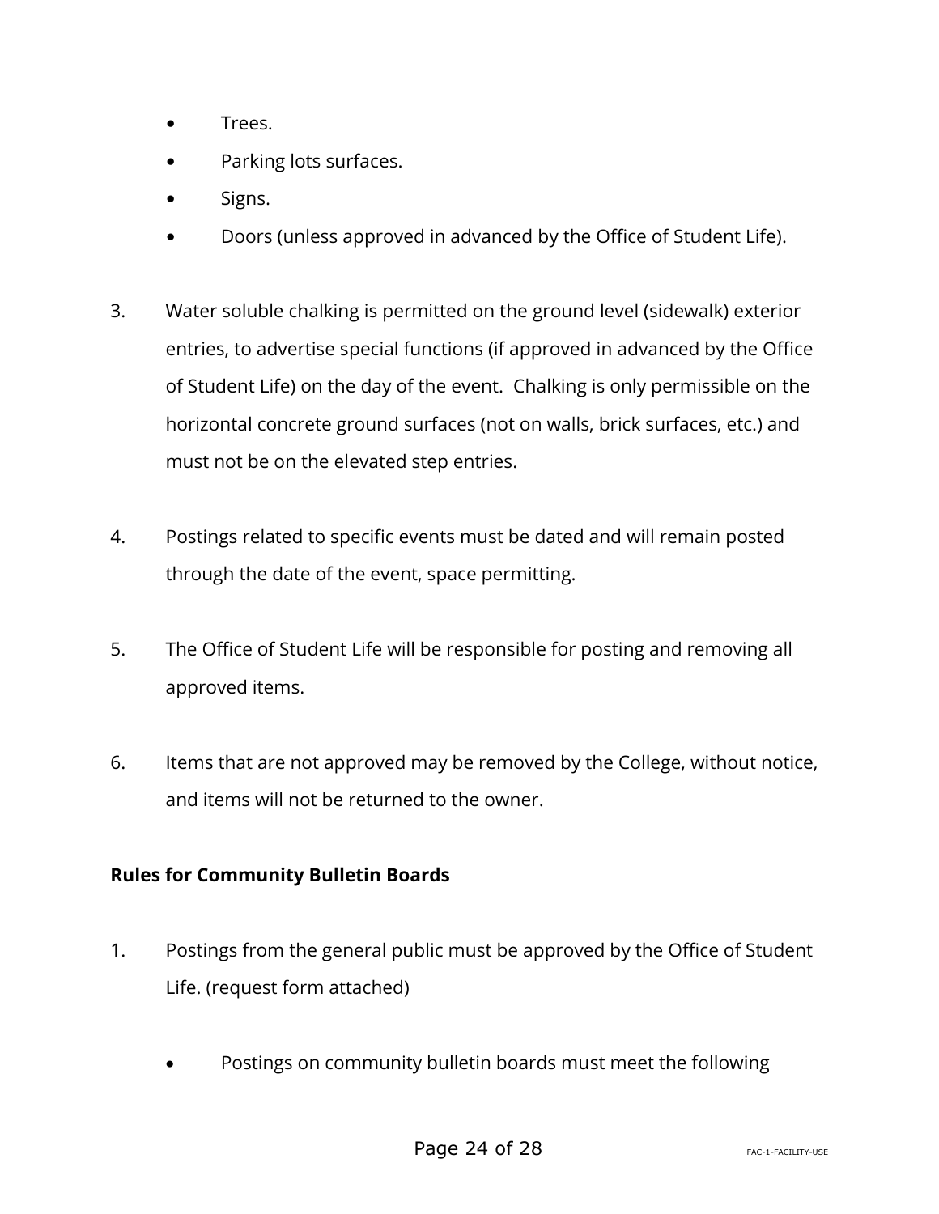- Trees.
- Parking lots surfaces.
- Signs.
- Doors (unless approved in advanced by the Office of Student Life).

3. Water soluble chalking is permitted on the ground level (sidewalk) exterior entries, to advertise special functions (if approved in advanced by the Office of Student Life) on the day of the event. Chalking is only permissible on the horizontal concrete ground surfaces (not on walls, brick surfaces, etc.) and must not be on the elevated step entries.

4. Postings related to specific events must be dated and will remain posted through the date of the event, space permitting.

5. The Office of Student Life will be responsible for posting and removing all approved items.

6. Items that are not approved may be removed by the College, without notice, and items will not be returned to the owner.

**Rules for Community Bulletin Boards**

1. Postings from the general public must be approved by the Office of Student Life. (request form attached)

   - Postings on community bulletin boards must meet the following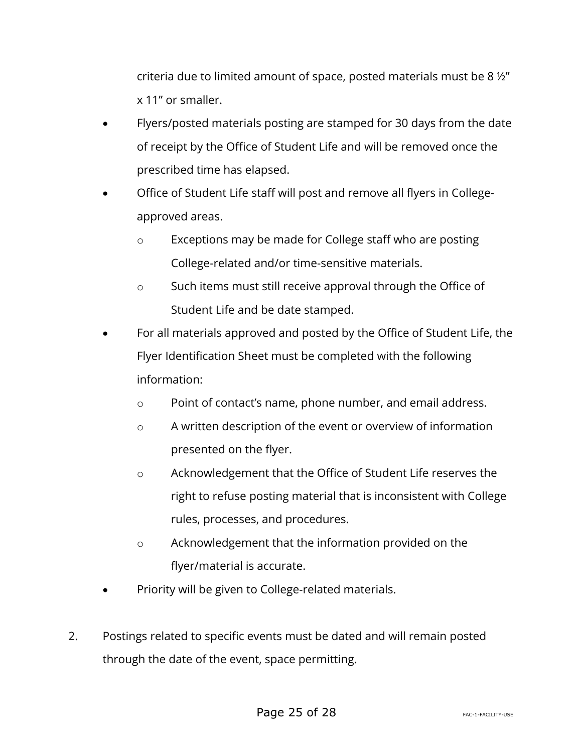criteria due to limited amount of space, posted materials must be 8 ½" x 11" or smaller.

- Flyers/posted materials posting are stamped for 30 days from the date of receipt by the Office of Student Life and will be removed once the prescribed time has elapsed.
- Office of Student Life staff will post and remove all flyers in College-approved areas.
    - Exceptions may be made for College staff who are posting College-related and/or time-sensitive materials.
    - Such items must still receive approval through the Office of Student Life and be date stamped.
- For all materials approved and posted by the Office of Student Life, the Flyer Identification Sheet must be completed with the following information:
    - Point of contact's name, phone number, and email address.
    - A written description of the event or overview of information presented on the flyer.
    - Acknowledgement that the Office of Student Life reserves the right to refuse posting material that is inconsistent with College rules, processes, and procedures.
    - Acknowledgement that the information provided on the flyer/material is accurate.
- Priority will be given to College-related materials.

2. Postings related to specific events must be dated and will remain posted through the date of the event, space permitting.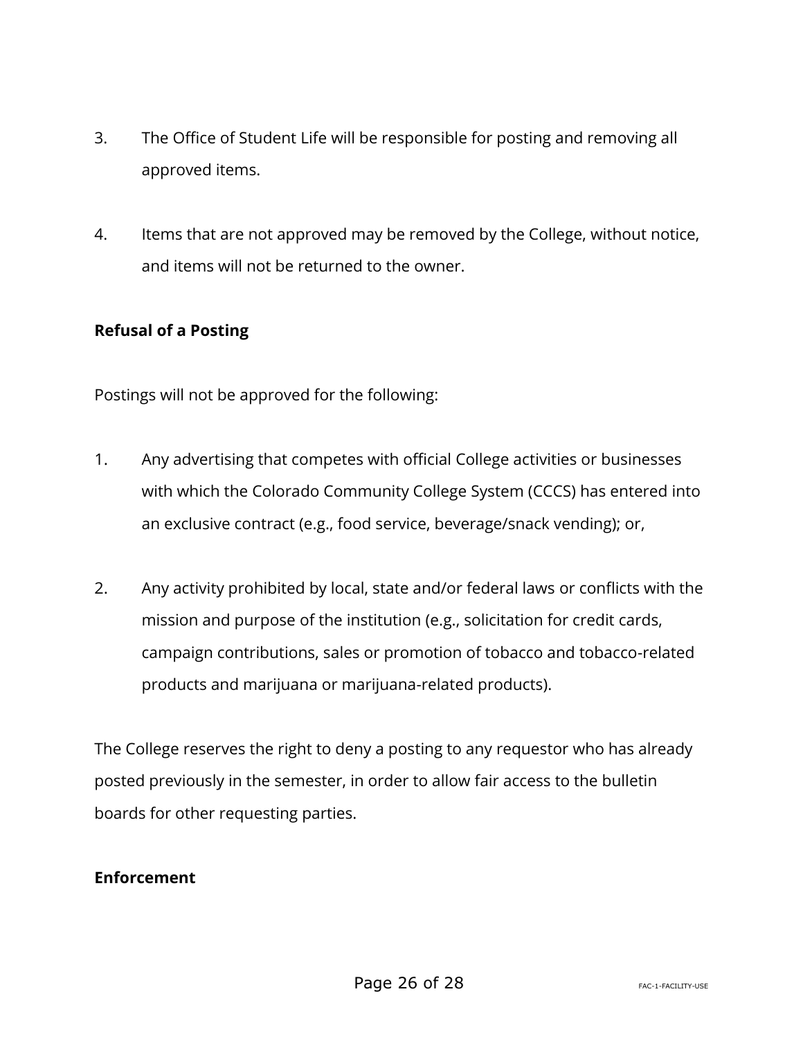3. The Office of Student Life will be responsible for posting and removing all approved items.

4. Items that are not approved may be removed by the College, without notice, and items will not be returned to the owner.

**Refusal of a Posting**

Postings will not be approved for the following:

1. Any advertising that competes with official College activities or businesses with which the Colorado Community College System (CCCS) has entered into an exclusive contract (e.g., food service, beverage/snack vending); or,

2. Any activity prohibited by local, state and/or federal laws or conflicts with the mission and purpose of the institution (e.g., solicitation for credit cards, campaign contributions, sales or promotion of tobacco and tobacco-related products and marijuana or marijuana-related products).

The College reserves the right to deny a posting to any requestor who has already posted previously in the semester, in order to allow fair access to the bulletin boards for other requesting parties.

**Enforcement**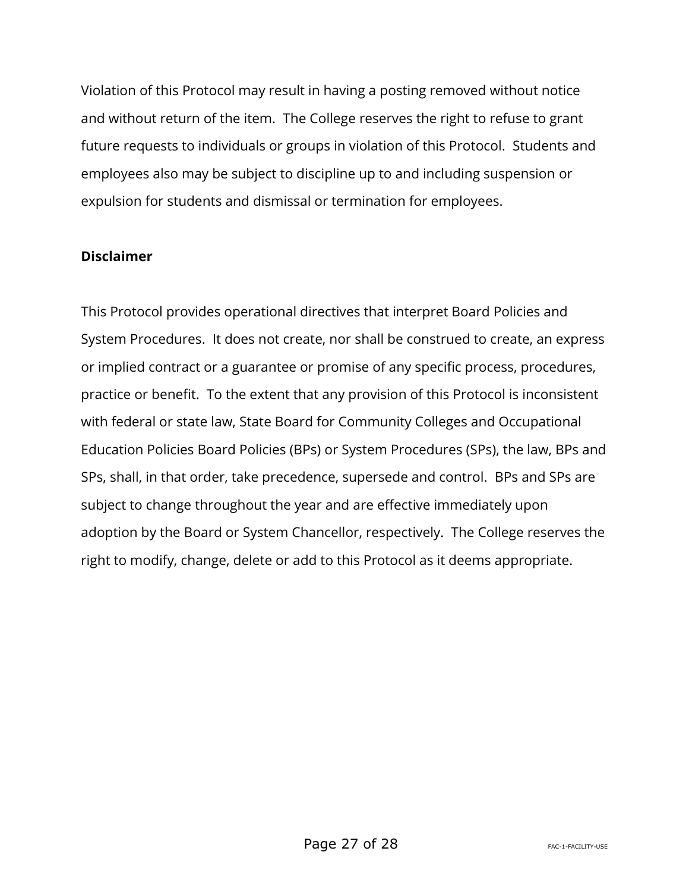Violation of this Protocol may result in having a posting removed without notice and without return of the item. The College reserves the right to refuse to grant future requests to individuals or groups in violation of this Protocol. Students and employees also may be subject to discipline up to and including suspension or expulsion for students and dismissal or termination for employees.

**Disclaimer**

This Protocol provides operational directives that interpret Board Policies and System Procedures. It does not create, nor shall be construed to create, an express or implied contract or a guarantee or promise of any specific process, procedures, practice or benefit. To the extent that any provision of this Protocol is inconsistent with federal or state law, State Board for Community Colleges and Occupational Education Policies Board Policies (BPs) or System Procedures (SPs), the law, BPs and SPs, shall, in that order, take precedence, supersede and control. BPs and SPs are subject to change throughout the year and are effective immediately upon adoption by the Board or System Chancellor, respectively. The College reserves the right to modify, change, delete or add to this Protocol as it deems appropriate.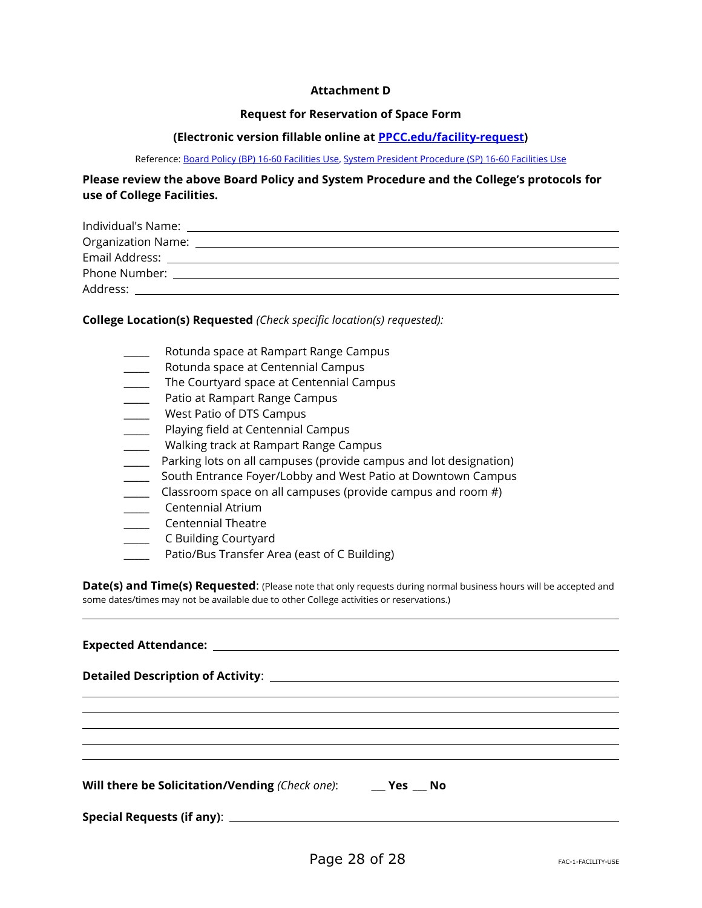**Attachment D**

**Request for Reservation of Space Form**

**(Electronic version fillable online at [PPCC.edu/facility-request](PPCC.edu/facility-request))**

Reference: Board Policy (BP) 16-60 Facilities Use, System President Procedure (SP) 16-60 Facilities Use

**Please review the above Board Policy and System Procedure and the College's protocols for use of College Facilities.**

Individual's Name: ______________________________

Organization Name: ______________________________

Email Address: ______________________________

Phone Number: ______________________________

Address: ______________________________

**College Location(s) Requested** *(Check specific location(s) requested):*

- _____ Rotunda space at Rampart Range Campus
- _____ Rotunda space at Centennial Campus
- _____ The Courtyard space at Centennial Campus
- _____ Patio at Rampart Range Campus
- _____ West Patio of DTS Campus
- _____ Playing field at Centennial Campus
- _____ Walking track at Rampart Range Campus
- _____ Parking lots on all campuses (provide campus and lot designation)
- _____ South Entrance Foyer/Lobby and West Patio at Downtown Campus
- _____ Classroom space on all campuses (provide campus and room #)
- _____ Centennial Atrium
- _____ Centennial Theatre
- _____ C Building Courtyard
- _____ Patio/Bus Transfer Area (east of C Building)

**Date(s) and Time(s) Requested**: (Please note that only requests during normal business hours will be accepted and some dates/times may not be available due to other College activities or reservations.)

______________________________

**Expected Attendance:** ______________________________

**Detailed Description of Activity**: ______________________________

______________________________

______________________________

______________________________

______________________________

______________________________

**Will there be Solicitation/Vending** *(Check one)*: ___ **Yes** ___ **No**

**Special Requests (if any)**: ______________________________

FAC-1-FACILITY-USE